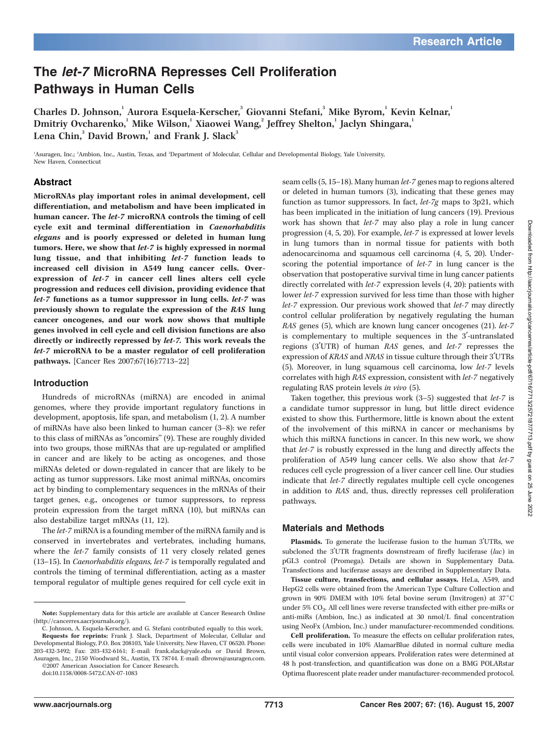# The *let-7* MicroRNA Represses Cell Proliferation Pathways in Human Cells

**Charles D. Johnson,[1] Aurora Esquela-Kerscher,[3] Giovanni Stefani,[3] Mike Byrom,[1] Kevin Kelnar,[1] Dmitriy Ovcharenko,[1] Mike Wilson,[1] Xiaowei Wang,[2] Jeffrey Shelton,[1] Jaclyn Shingara,[1] Lena Chin,[3] David Brown,[1] and Frank J. Slack[3]**

[1]Asuragen, Inc.; [2]Ambion, Inc., Austin, Texas, and [3]Department of Molecular, Cellular and Developmental Biology, Yale University, New Haven, Connecticut

## Abstract

**MicroRNAs play important roles in animal development, cell differentiation, and metabolism and have been implicated in human cancer. The *let-7* microRNA controls the timing of cell cycle exit and terminal differentiation in *Caenorhabditis elegans* and is poorly expressed or deleted in human lung tumors. Here, we show that *let-7* is highly expressed in normal lung tissue, and that inhibiting *let-7* function leads to increased cell division in A549 lung cancer cells. Overexpression of *let-7* in cancer cell lines alters cell cycle progression and reduces cell division, providing evidence that *let-7* functions as a tumor suppressor in lung cells. *let-7* was previously shown to regulate the expression of the *RAS* lung cancer oncogenes, and our work now shows that multiple genes involved in cell cycle and cell division functions are also directly or indirectly repressed by *let-7*. This work reveals the *let-7* microRNA to be a master regulator of cell proliferation pathways.** [Cancer Res 2007;67(16):7713–22]

## Introduction

Hundreds of microRNAs (miRNA) are encoded in animal genomes, where they provide important regulatory functions in development, apoptosis, life span, and metabolism (1, 2). A number of miRNAs have also been linked to human cancer (3–8): we refer to this class of miRNAs as "oncomirs" (9). These are roughly divided into two groups, those miRNAs that are up-regulated or amplified in cancer and are likely to be acting as oncogenes, and those miRNAs deleted or down-regulated in cancer that are likely to be acting as tumor suppressors. Like most animal miRNAs, oncomirs act by binding to complementary sequences in the mRNAs of their target genes, e.g., oncogenes or tumor suppressors, to repress protein expression from the target mRNA (10), but miRNAs can also destabilize target mRNAs (11, 12).

The *let-7* miRNA is a founding member of the miRNA family and is conserved in invertebrates and vertebrates, including humans, where the *let-7* family consists of 11 very closely related genes (13–15). In *Caenorhabditis elegans*, *let-7* is temporally regulated and controls the timing of terminal differentiation, acting as a master temporal regulator of multiple genes required for cell cycle exit in seam cells (5, 15–18). Many human *let-7* genes map to regions altered or deleted in human tumors (3), indicating that these genes may function as tumor suppressors. In fact, *let-7g* maps to 3p21, which has been implicated in the initiation of lung cancers (19). Previous work has shown that *let-7* may also play a role in lung cancer progression (4, 5, 20). For example, *let-7* is expressed at lower levels in lung tumors than in normal tissue for patients with both adenocarcinoma and squamous cell carcinoma (4, 5, 20). Underscoring the potential importance of *let-7* in lung cancer is the observation that postoperative survival time in lung cancer patients directly correlated with *let-7* expression levels (4, 20): patients with lower *let-7* expression survived for less time than those with higher *let-7* expression. Our previous work showed that *let-7* may directly control cellular proliferation by negatively regulating the human *RAS* genes (5), which are known lung cancer oncogenes (21). *let-7* is complementary to multiple sequences in the 3′-untranslated regions (3′UTR) of human *RAS* genes, and *let-7* represses the expression of *KRAS* and *NRAS* in tissue culture through their 3′UTRs (5). Moreover, in lung squamous cell carcinoma, low *let-7* levels correlates with high *RAS* expression, consistent with *let-7* negatively regulating RAS protein levels *in vivo* (5).

Taken together, this previous work (3–5) suggested that *let-7* is a candidate tumor suppressor in lung, but little direct evidence existed to show this. Furthermore, little is known about the extent of the involvement of this miRNA in cancer or mechanisms by which this miRNA functions in cancer. In this new work, we show that *let-7* is robustly expressed in the lung and directly affects the proliferation of A549 lung cancer cells. We also show that *let-7* reduces cell cycle progression of a liver cancer cell line. Our studies indicate that *let-7* directly regulates multiple cell cycle oncogenes in addition to *RAS* and, thus, directly represses cell proliferation pathways.

## Materials and Methods

**Plasmids.** To generate the luciferase fusion to the human 3′UTRs, we subcloned the 3′UTR fragments downstream of firefly luciferase (*luc*) in pGL3 control (Promega). Details are shown in Supplementary Data. Transfections and luciferase assays are described in Supplementary Data.

**Tissue culture, transfections, and cellular assays.** HeLa, A549, and HepG2 cells were obtained from the American Type Culture Collection and grown in 90% DMEM with 10% fetal bovine serum (Invitrogen) at 37°C under 5% $CO_2$. All cell lines were reverse transfected with either pre-miRs or anti-miRs (Ambion, Inc.) as indicated at 30 nmol/L final concentration using NeoFx (Ambion, Inc.) under manufacturer-recommended conditions.

**Cell proliferation.** To measure the effects on cellular proliferation rates, cells were incubated in 10% AlamarBlue diluted in normal culture media until visual color conversion appears. Proliferation rates were determined at 48 h post-transfection, and quantification was done on a BMG POLARstar Optima fluorescent plate reader under manufacturer-recommended protocol.

**Note:** Supplementary data for this article are available at Cancer Research Online (http://cancerres.aacrjournals.org/).

C. Johnson, A. Esquela-Kerscher, and G. Stefani contributed equally to this work.

**Requests for reprints:** Frank J. Slack, Department of Molecular, Cellular and Developmental Biology, P.O. Box 208103, Yale University, New Haven, CT 06520. Phone: 203-432-3492; Fax: 203-432-6161; E-mail: frank.slack@yale.edu or David Brown, Asuragen, Inc., 2150 Woodward St., Austin, TX 78744. E-mail: dbrown@asuragen.com.

©2007 American Association for Cancer Research.

doi:10.1158/0008-5472.CAN-07-1083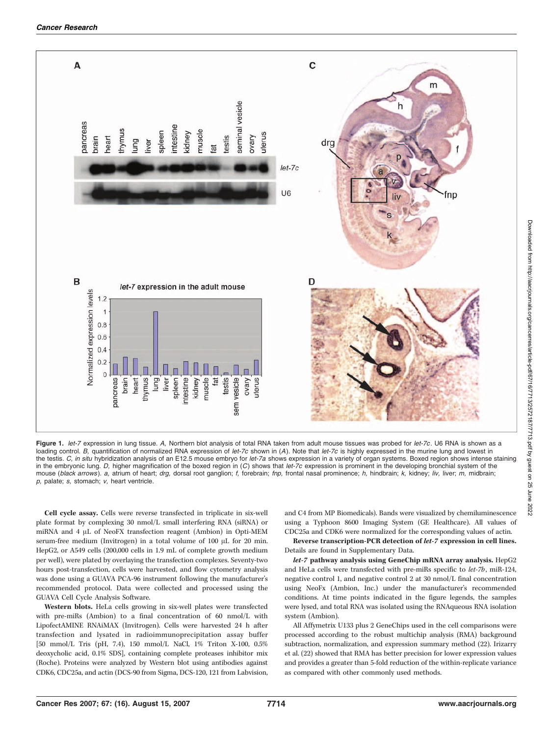**Figure 1.** *let-7* expression in lung tissue. *A,* Northern blot analysis of total RNA taken from adult mouse tissues was probed for *let-7c*. U6 RNA is shown as a loading control. *B,* quantification of normalized RNA expression of *let-7c* shown in (*A*). Note that *let-7c* is highly expressed in the murine lung and lowest in the testis. *C, in situ* hybridization analysis of an E12.5 mouse embryo for *let-7a* shows expression in a variety of organ systems. Boxed region shows intense staining in the embryonic lung. *D,* higher magnification of the boxed region in (*C*) shows that *let-7c* expression is prominent in the developing bronchial system of the mouse (*black arrows*). *a,* atrium of heart; *drg,* dorsal root ganglion; *f,* forebrain; *fnp,* frontal nasal prominence; *h,* hindbrain; *k,* kidney; *liv,* liver; *m,* midbrain; *p,* palate; *s,* stomach; *v,* heart ventricle.

**Cell cycle assay.** Cells were reverse transfected in triplicate in six-well plate format by complexing 30 nmol/L small interfering RNA (siRNA) or miRNA and 4 μL of NeoFX transfection reagent (Ambion) in Opti-MEM serum-free medium (Invitrogen) in a total volume of 100 μL for 20 min. HepG2, or A549 cells (200,000 cells in 1.9 mL of complete growth medium per well), were plated by overlaying the transfection complexes. Seventy-two hours post-transfection, cells were harvested, and flow cytometry analysis was done using a GUAVA PCA-96 instrument following the manufacturer's recommended protocol. Data were collected and processed using the GUAVA Cell Cycle Analysis Software.

**Western blots.** HeLa cells growing in six-well plates were transfected with pre-miRs (Ambion) to a final concentration of 60 nmol/L with LipofectAMINE RNAiMAX (Invitrogen). Cells were harvested 24 h after transfection and lysated in radioimmunoprecipitation assay buffer [50 mmol/L Tris (pH, 7.4), 150 mmol/L NaCl, 1% Triton X-100, 0.5% deoxycholic acid, 0.1% SDS], containing complete proteases inhibitor mix (Roche). Proteins were analyzed by Western blot using antibodies against CDK6, CDC25a, and actin (DCS-90 from Sigma, DCS-120, 121 from Labvision, and C4 from MP Biomedicals). Bands were visualized by chemiluminescence using a Typhoon 8600 Imaging System (GE Healthcare). All values of CDC25a and CDK6 were normalized for the corresponding values of actin.

**Reverse transcription-PCR detection of *let-7* expression in cell lines.** Details are found in Supplementary Data.

***let-7* pathway analysis using GeneChip mRNA array analysis.** HepG2 and HeLa cells were transfected with pre-miRs specific to *let-7b*, miR-124, negative control 1, and negative control 2 at 30 nmol/L final concentration using NeoFx (Ambion, Inc.) under the manufacturer's recommended conditions. At time points indicated in the figure legends, the samples were lysed, and total RNA was isolated using the RNAqueous RNA isolation system (Ambion).

All Affymetrix U133 plus 2 GeneChips used in the cell comparisons were processed according to the robust multichip analysis (RMA) background subtraction, normalization, and expression summary method (22). Irizarry et al. (22) showed that RMA has better precision for lower expression values and provides a greater than 5-fold reduction of the within-replicate variance as compared with other commonly used methods.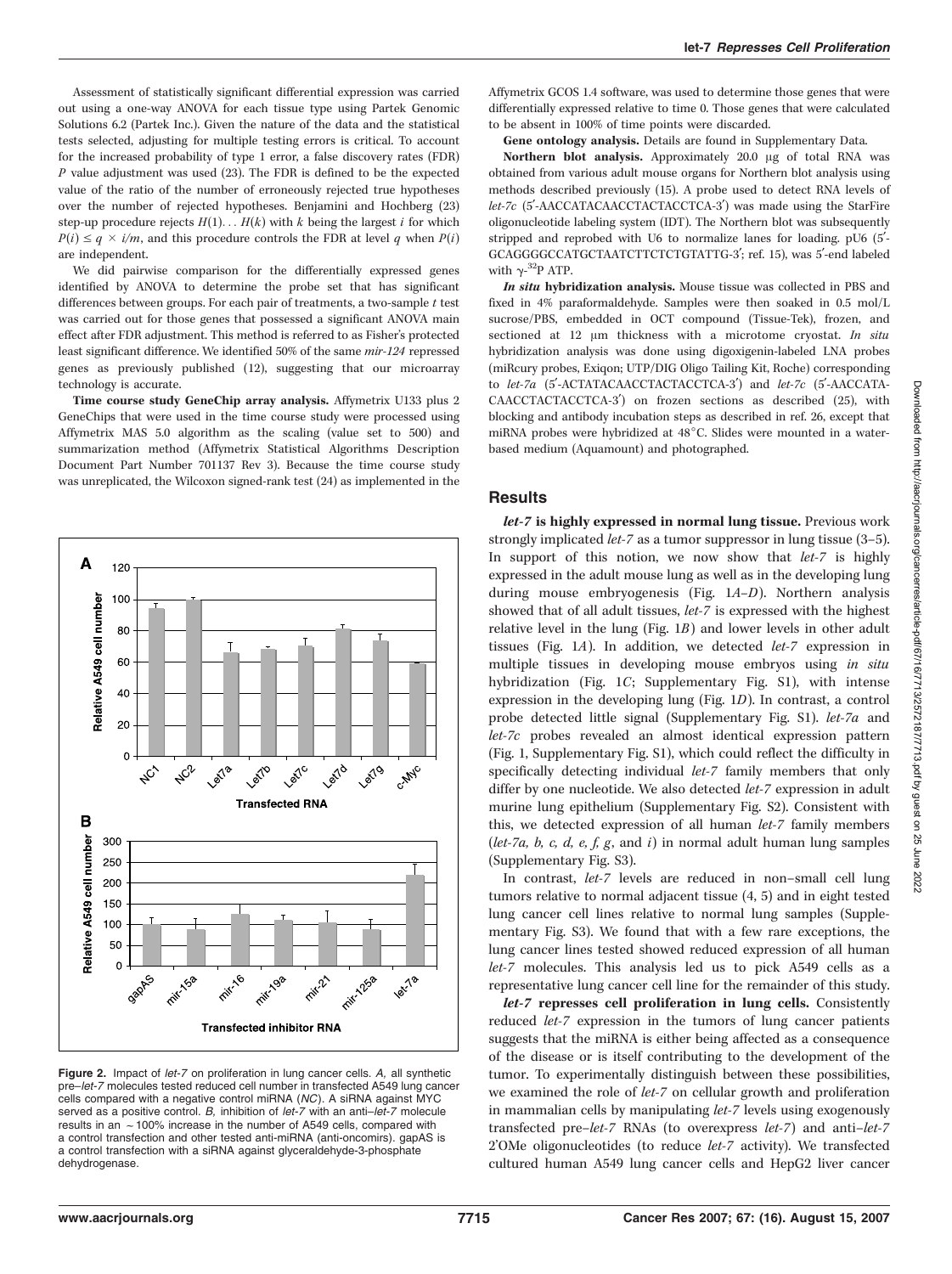Assessment of statistically significant differential expression was carried out using a one-way ANOVA for each tissue type using Partek Genomic Solutions 6.2 (Partek Inc.). Given the nature of the data and the statistical tests selected, adjusting for multiple testing errors is critical. To account for the increased probability of type 1 error, a false discovery rates (FDR) $P$ value adjustment was used (23). The FDR is defined to be the expected value of the ratio of the number of erroneously rejected true hypotheses over the number of rejected hypotheses. Benjamini and Hochberg (23) step-up procedure rejects $H(1) \ldots H(k)$ with $k$ being the largest $i$ for which $P(i) \leq q \times i/m$, and this procedure controls the FDR at level $q$ when $P(i)$ are independent.

We did pairwise comparison for the differentially expressed genes identified by ANOVA to determine the probe set that has significant differences between groups. For each pair of treatments, a two-sample $t$ test was carried out for those genes that possessed a significant ANOVA main effect after FDR adjustment. This method is referred to as Fisher's protected least significant difference. We identified 50% of the same *mir-124* repressed genes as previously published (12), suggesting that our microarray technology is accurate.

**Time course study GeneChip array analysis.** Affymetrix U133 plus 2 GeneChips that were used in the time course study were processed using Affymetrix MAS 5.0 algorithm as the scaling (value set to 500) and summarization method (Affymetrix Statistical Algorithms Description Document Part Number 701137 Rev 3). Because the time course study was unreplicated, the Wilcoxon signed-rank test (24) as implemented in the Affymetrix GCOS 1.4 software, was used to determine those genes that were differentially expressed relative to time 0. Those genes that were calculated to be absent in 100% of time points were discarded.

**Gene ontology analysis.** Details are found in Supplementary Data.

**Northern blot analysis.** Approximately 20.0 μg of total RNA was obtained from various adult mouse organs for Northern blot analysis using methods described previously (15). A probe used to detect RNA levels of *let-7c* (5′-AACCATACAACCTACTACCTCA-3′) was made using the StarFire oligonucleotide labeling system (IDT). The Northern blot was subsequently stripped and reprobed with U6 to normalize lanes for loading. pU6 (5′-GCAGGGGCCATGCTAATCTTCTCTGTATTG-3′; ref. 15), was 5′-end labeled with $\gamma$-$^{32}$P ATP.

***In situ* hybridization analysis.** Mouse tissue was collected in PBS and fixed in 4% paraformaldehyde. Samples were then soaked in 0.5 mol/L sucrose/PBS, embedded in OCT compound (Tissue-Tek), frozen, and sectioned at 12 μm thickness with a microtome cryostat. *In situ* hybridization analysis was done using digoxigenin-labeled LNA probes (miRcury probes, Exiqon; UTP/DIG Oligo Tailing Kit, Roche) corresponding to *let-7a* (5′-ACTATACAACCTACTACCTCA-3′) and *let-7c* (5′-AACCATACAACCTACTACCTCA-3′) on frozen sections as described (25), with blocking and antibody incubation steps as described in ref. 26, except that miRNA probes were hybridized at 48°C. Slides were mounted in a water-based medium (Aquamount) and photographed.

**Figure 2.** Impact of *let-7* on proliferation in lung cancer cells. *A,* all synthetic pre–*let-7* molecules tested reduced cell number in transfected A549 lung cancer cells compared with a negative control miRNA (*NC*). A siRNA against MYC served as a positive control. *B,* inhibition of *let-7* with an anti–*let-7* molecule results in an ~100% increase in the number of A549 cells, compared with a control transfection and other tested anti-miRNA (anti-oncomirs). gapAS is a control transfection with a siRNA against glyceraldehyde-3-phosphate dehydrogenase.

## Results

***let-7* is highly expressed in normal lung tissue.** Previous work strongly implicated *let-7* as a tumor suppressor in lung tissue (3–5). In support of this notion, we now show that *let-7* is highly expressed in the adult mouse lung as well as in the developing lung during mouse embryogenesis (Fig. 1*A–D*). Northern analysis showed that of all adult tissues, *let-7* is expressed with the highest relative level in the lung (Fig. 1*B*) and lower levels in other adult tissues (Fig. 1*A*). In addition, we detected *let-7* expression in multiple tissues in developing mouse embryos using *in situ* hybridization (Fig. 1*C*; Supplementary Fig. S1), with intense expression in the developing lung (Fig. 1*D*). In contrast, a control probe detected little signal (Supplementary Fig. S1). *let-7a* and *let-7c* probes revealed an almost identical expression pattern (Fig. 1, Supplementary Fig. S1), which could reflect the difficulty in specifically detecting individual *let-7* family members that only differ by one nucleotide. We also detected *let-7* expression in adult murine lung epithelium (Supplementary Fig. S2). Consistent with this, we detected expression of all human *let-7* family members (*let-7a, b, c, d, e, f, g*, and *i*) in normal adult human lung samples (Supplementary Fig. S3).

In contrast, *let-7* levels are reduced in non–small cell lung tumors relative to normal adjacent tissue (4, 5) and in eight tested lung cancer cell lines relative to normal lung samples (Supplementary Fig. S3). We found that with a few rare exceptions, the lung cancer lines tested showed reduced expression of all human *let-7* molecules. This analysis led us to pick A549 cells as a representative lung cancer cell line for the remainder of this study.

***let-7* represses cell proliferation in lung cells.** Consistently reduced *let-7* expression in the tumors of lung cancer patients suggests that the miRNA is either being affected as a consequence of the disease or is itself contributing to the development of the tumor. To experimentally distinguish between these possibilities, we examined the role of *let-7* on cellular growth and proliferation in mammalian cells by manipulating *let-7* levels using exogenously transfected pre–*let-7* RNAs (to overexpress *let-7*) and anti–*let-7* 2′OMe oligonucleotides (to reduce *let-7* activity). We transfected cultured human A549 lung cancer cells and HepG2 liver cancer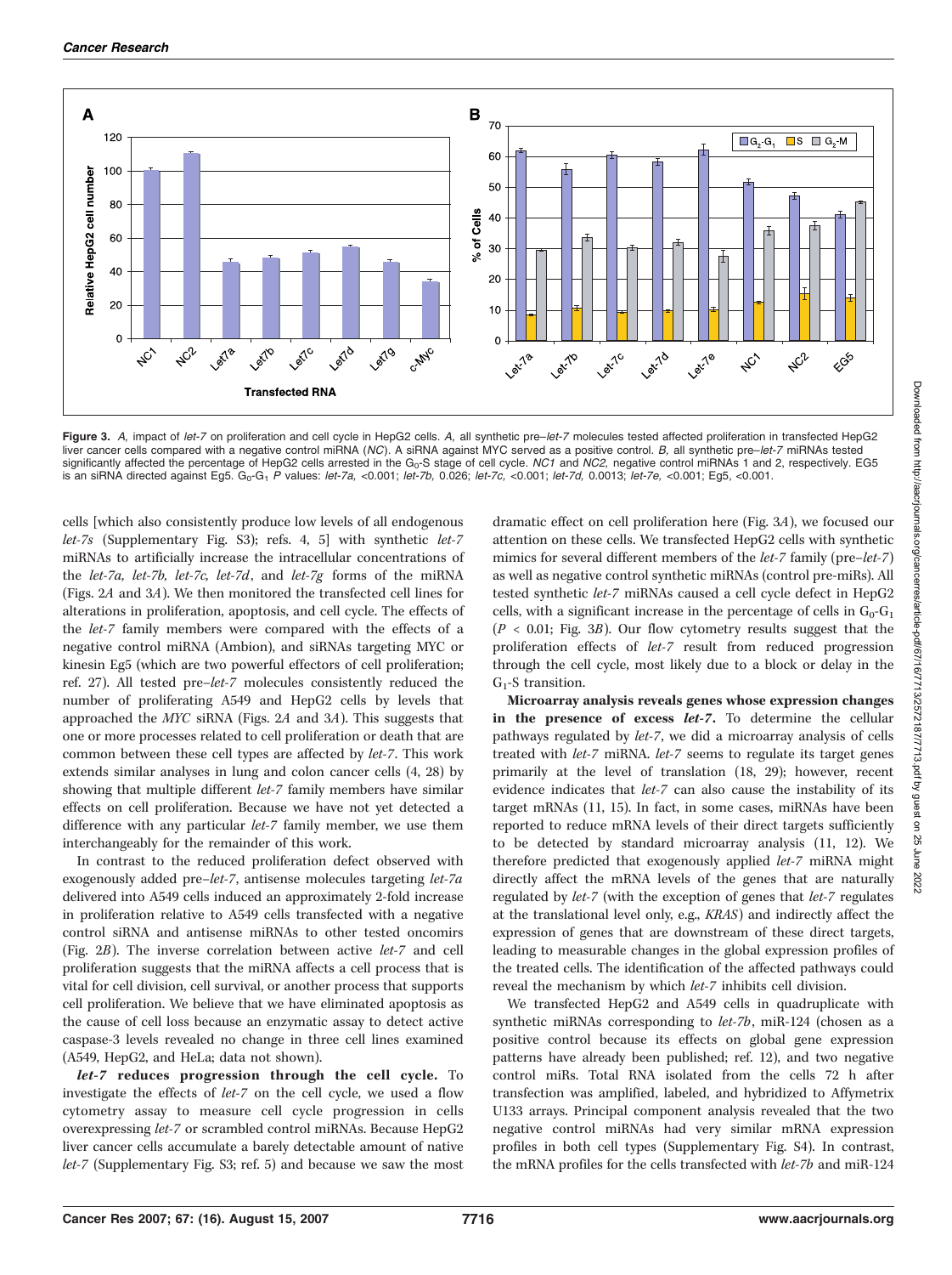**Figure 3.** *A,* impact of *let-7* on proliferation and cell cycle in HepG2 cells. *A,* all synthetic pre–*let-7* molecules tested affected proliferation in transfected HepG2 liver cancer cells compared with a negative control miRNA (*NC*). A siRNA against MYC served as a positive control. *B,* all synthetic pre–*let-7* miRNAs tested significantly affected the percentage of HepG2 cells arrested in the $G_0$-S stage of cell cycle. *NC1* and *NC2,* negative control miRNAs 1 and 2, respectively. EG5 is an siRNA directed against Eg5. $G_0$-$G_1$ *P* values: *let-7a,* <0.001; *let-7b,* 0.026; *let-7c,* <0.001; *let-7d,* 0.0013; *let-7e,* <0.001; Eg5, <0.001.

cells [which also consistently produce low levels of all endogenous *let-7s* (Supplementary Fig. S3); refs. 4, 5] with synthetic *let-7* miRNAs to artificially increase the intracellular concentrations of the *let-7a, let-7b, let-7c, let-7d*, and *let-7g* forms of the miRNA (Figs. 2*A* and 3*A*). We then monitored the transfected cell lines for alterations in proliferation, apoptosis, and cell cycle. The effects of the *let-7* family members were compared with the effects of a negative control miRNA (Ambion), and siRNAs targeting MYC or kinesin Eg5 (which are two powerful effectors of cell proliferation; ref. 27). All tested pre–*let-7* molecules consistently reduced the number of proliferating A549 and HepG2 cells by levels that approached the *MYC* siRNA (Figs. 2*A* and 3*A*). This suggests that one or more processes related to cell proliferation or death that are common between these cell types are affected by *let-7*. This work extends similar analyses in lung and colon cancer cells (4, 28) by showing that multiple different *let-7* family members have similar effects on cell proliferation. Because we have not yet detected a difference with any particular *let-7* family member, we use them interchangeably for the remainder of this work.

In contrast to the reduced proliferation defect observed with exogenously added pre–*let-7*, antisense molecules targeting *let-7a* delivered into A549 cells induced an approximately 2-fold increase in proliferation relative to A549 cells transfected with a negative control siRNA and antisense miRNAs to other tested oncomirs (Fig. 2*B*). The inverse correlation between active *let-7* and cell proliferation suggests that the miRNA affects a cell process that is vital for cell division, cell survival, or another process that supports cell proliferation. We believe that we have eliminated apoptosis as the cause of cell loss because an enzymatic assay to detect active caspase-3 levels revealed no change in three cell lines examined (A549, HepG2, and HeLa; data not shown).

***let-7* reduces progression through the cell cycle.** To investigate the effects of *let-7* on the cell cycle, we used a flow cytometry assay to measure cell cycle progression in cells overexpressing *let-7* or scrambled control miRNAs. Because HepG2 liver cancer cells accumulate a barely detectable amount of native *let-7* (Supplementary Fig. S3; ref. 5) and because we saw the most dramatic effect on cell proliferation here (Fig. 3*A*), we focused our attention on these cells. We transfected HepG2 cells with synthetic mimics for several different members of the *let-7* family (pre–*let-7*) as well as negative control synthetic miRNAs (control pre-miRs). All tested synthetic *let-7* miRNAs caused a cell cycle defect in HepG2 cells, with a significant increase in the percentage of cells in $G_0$-$G_1$ ($P < 0.01$; Fig. 3*B*). Our flow cytometry results suggest that the proliferation effects of *let-7* result from reduced progression through the cell cycle, most likely due to a block or delay in the $G_1$-S transition.

**Microarray analysis reveals genes whose expression changes in the presence of excess *let-7*.** To determine the cellular pathways regulated by *let-7*, we did a microarray analysis of cells treated with *let-7* miRNA. *let-7* seems to regulate its target genes primarily at the level of translation (18, 29); however, recent evidence indicates that *let-7* can also cause the instability of its target mRNAs (11, 15). In fact, in some cases, miRNAs have been reported to reduce mRNA levels of their direct targets sufficiently to be detected by standard microarray analysis (11, 12). We therefore predicted that exogenously applied *let-7* miRNA might directly affect the mRNA levels of the genes that are naturally regulated by *let-7* (with the exception of genes that *let-7* regulates at the translational level only, e.g., *KRAS*) and indirectly affect the expression of genes that are downstream of these direct targets, leading to measurable changes in the global expression profiles of the treated cells. The identification of the affected pathways could reveal the mechanism by which *let-7* inhibits cell division.

We transfected HepG2 and A549 cells in quadruplicate with synthetic miRNAs corresponding to *let-7b*, miR-124 (chosen as a positive control because its effects on global gene expression patterns have already been published; ref. 12), and two negative control miRs. Total RNA isolated from the cells 72 h after transfection was amplified, labeled, and hybridized to Affymetrix U133 arrays. Principal component analysis revealed that the two negative control miRNAs had very similar mRNA expression profiles in both cell types (Supplementary Fig. S4). In contrast, the mRNA profiles for the cells transfected with *let-7b* and miR-124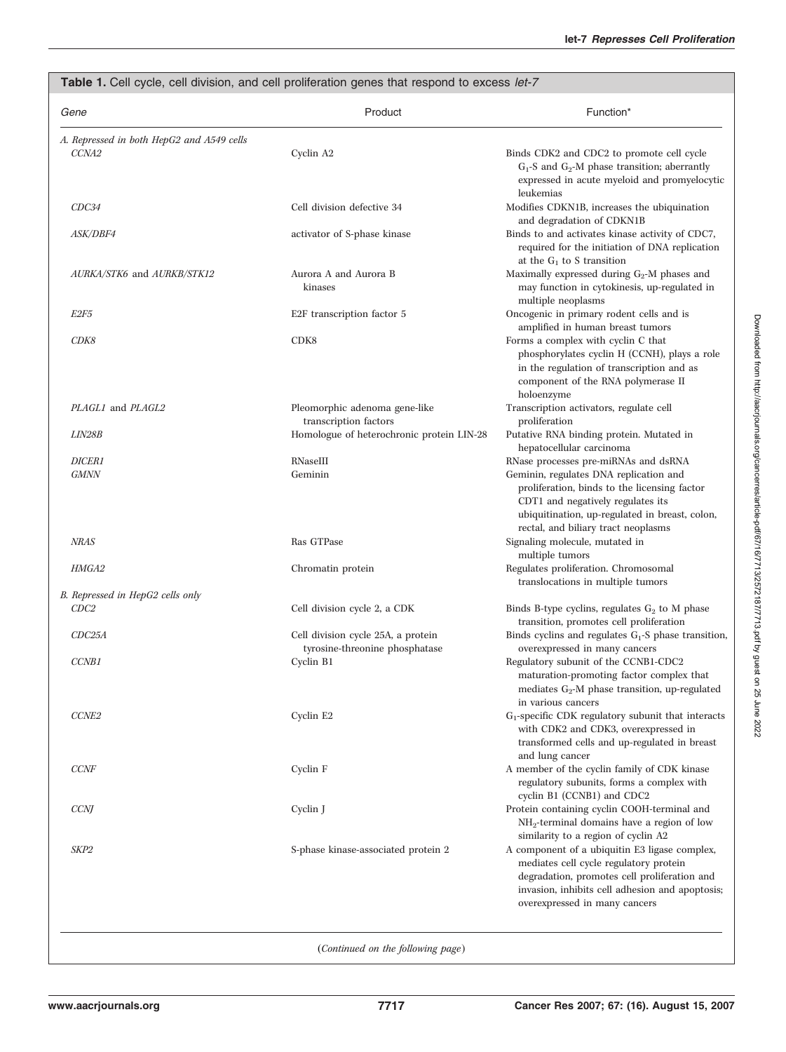**Table 1.** Cell cycle, cell division, and cell proliferation genes that respond to excess *let-7*

| *Gene* | Product | Function* |
|---|---|---|
| *A. Repressed in both HepG2 and A549 cells* | | |
| *CCNA2* | Cyclin A2 | Binds CDK2 and CDC2 to promote cell cycle $G_1$-S and $G_2$-M phase transition; aberrantly expressed in acute myeloid and promyelocytic leukemias |
| *CDC34* | Cell division defective 34 | Modifies CDKN1B, increases the ubiquination and degradation of CDKN1B |
| *ASK/DBF4* | activator of S-phase kinase | Binds to and activates kinase activity of CDC7, required for the initiation of DNA replication at the $G_1$ to S transition |
| *AURKA/STK6* and *AURKB/STK12* | Aurora A and Aurora B kinases | Maximally expressed during $G_2$-M phases and may function in cytokinesis, up-regulated in multiple neoplasms |
| *E2F5* | E2F transcription factor 5 | Oncogenic in primary rodent cells and is amplified in human breast tumors |
| *CDK8* | CDK8 | Forms a complex with cyclin C that phosphorylates cyclin H (CCNH), plays a role in the regulation of transcription and as component of the RNA polymerase II holoenzyme |
| *PLAGL1* and *PLAGL2* | Pleomorphic adenoma gene-like transcription factors | Transcription activators, regulate cell proliferation |
| *LIN28B* | Homologue of heterochronic protein LIN-28 | Putative RNA binding protein. Mutated in hepatocellular carcinoma |
| *DICER1* | RNaseIII | RNase processes pre-miRNAs and dsRNA |
| *GMNN* | Geminin | Geminin, regulates DNA replication and proliferation, binds to the licensing factor CDT1 and negatively regulates its ubiquitination, up-regulated in breast, colon, rectal, and biliary tract neoplasms |
| *NRAS* | Ras GTPase | Signaling molecule, mutated in multiple tumors |
| *HMGA2* | Chromatin protein | Regulates proliferation. Chromosomal translocations in multiple tumors |
| *B. Repressed in HepG2 cells only* | | |
| *CDC2* | Cell division cycle 2, a CDK | Binds B-type cyclins, regulates $G_2$ to M phase transition, promotes cell proliferation |
| *CDC25A* | Cell division cycle 25A, a protein tyrosine-threonine phosphatase | Binds cyclins and regulates $G_1$-S phase transition, overexpressed in many cancers |
| *CCNB1* | Cyclin B1 | Regulatory subunit of the CCNB1-CDC2 maturation-promoting factor complex that mediates $G_2$-M phase transition, up-regulated in various cancers |
| *CCNE2* | Cyclin E2 | $G_1$-specific CDK regulatory subunit that interacts with CDK2 and CDK3, overexpressed in transformed cells and up-regulated in breast and lung cancer |
| *CCNF* | Cyclin F | A member of the cyclin family of CDK kinase regulatory subunits, forms a complex with cyclin B1 (CCNB1) and CDC2 |
| *CCNJ* | Cyclin J | Protein containing cyclin COOH-terminal and $NH_2$-terminal domains have a region of low similarity to a region of cyclin A2 |
| *SKP2* | S-phase kinase-associated protein 2 | A component of a ubiquitin E3 ligase complex, mediates cell cycle regulatory protein degradation, promotes cell proliferation and invasion, inhibits cell adhesion and apoptosis; overexpressed in many cancers |

(*Continued on the following page*)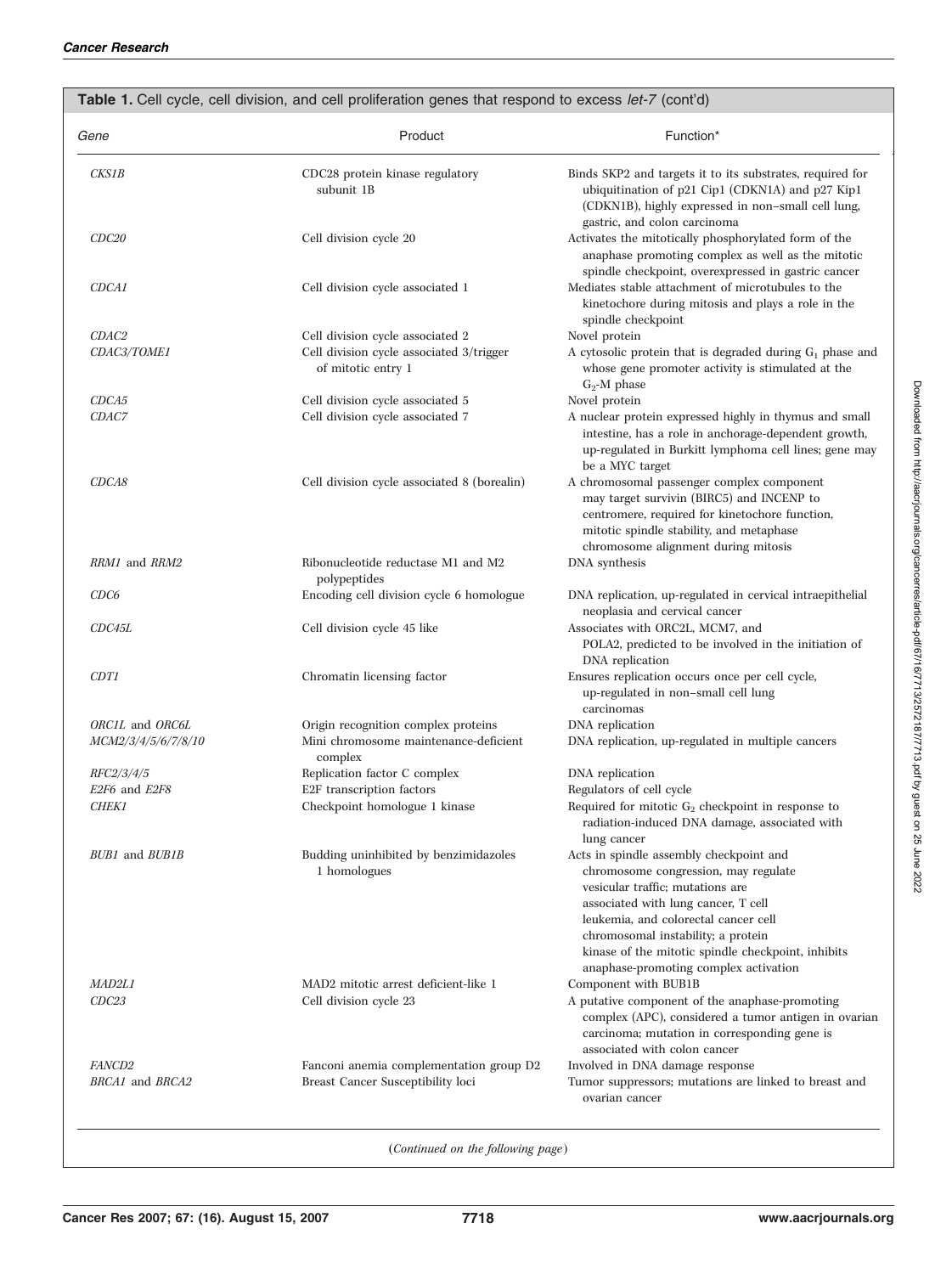**Table 1.** Cell cycle, cell division, and cell proliferation genes that respond to excess *let-7* (cont'd)

| Gene | Product | Function* |
|---|---|---|
| *CKS1B* | CDC28 protein kinase regulatory subunit 1B | Binds SKP2 and targets it to its substrates, required for ubiquitination of p21 Cip1 (CDKN1A) and p27 Kip1 (CDKN1B), highly expressed in non–small cell lung, gastric, and colon carcinoma |
| *CDC20* | Cell division cycle 20 | Activates the mitotically phosphorylated form of the anaphase promoting complex as well as the mitotic spindle checkpoint, overexpressed in gastric cancer |
| *CDCA1* | Cell division cycle associated 1 | Mediates stable attachment of microtubules to the kinetochore during mitosis and plays a role in the spindle checkpoint |
| *CDAC2* | Cell division cycle associated 2 | Novel protein |
| *CDAC3/TOME1* | Cell division cycle associated 3/trigger of mitotic entry 1 | A cytosolic protein that is degraded during $G_1$ phase and whose gene promoter activity is stimulated at the $G_2$-M phase |
| *CDCA5* | Cell division cycle associated 5 | Novel protein |
| *CDAC7* | Cell division cycle associated 7 | A nuclear protein expressed highly in thymus and small intestine, has a role in anchorage-dependent growth, up-regulated in Burkitt lymphoma cell lines; gene may be a MYC target |
| *CDCA8* | Cell division cycle associated 8 (borealin) | A chromosomal passenger complex component may target survivin (BIRC5) and INCENP to centromere, required for kinetochore function, mitotic spindle stability, and metaphase chromosome alignment during mitosis |
| *RRM1* and *RRM2* | Ribonucleotide reductase M1 and M2 polypeptides | DNA synthesis |
| *CDC6* | Encoding cell division cycle 6 homologue | DNA replication, up-regulated in cervical intraepithelial neoplasia and cervical cancer |
| *CDC45L* | Cell division cycle 45 like | Associates with ORC2L, MCM7, and POLA2, predicted to be involved in the initiation of DNA replication |
| *CDT1* | Chromatin licensing factor | Ensures replication occurs once per cell cycle, up-regulated in non–small cell lung carcinomas |
| *ORC1L* and *ORC6L* | Origin recognition complex proteins | DNA replication |
| *MCM2/3/4/5/6/7/8/10* | Mini chromosome maintenance-deficient complex | DNA replication, up-regulated in multiple cancers |
| *RFC2/3/4/5* | Replication factor C complex | DNA replication |
| *E2F6* and *E2F8* | E2F transcription factors | Regulators of cell cycle |
| *CHEK1* | Checkpoint homologue 1 kinase | Required for mitotic $G_2$ checkpoint in response to radiation-induced DNA damage, associated with lung cancer |
| *BUB1* and *BUB1B* | Budding uninhibited by benzimidazoles 1 homologues | Acts in spindle assembly checkpoint and chromosome congression, may regulate vesicular traffic; mutations are associated with lung cancer, T cell leukemia, and colorectal cancer cell chromosomal instability; a protein kinase of the mitotic spindle checkpoint, inhibits anaphase-promoting complex activation |
| *MAD2L1* | MAD2 mitotic arrest deficient-like 1 | Component with BUB1B |
| *CDC23* | Cell division cycle 23 | A putative component of the anaphase-promoting complex (APC), considered a tumor antigen in ovarian carcinoma; mutation in corresponding gene is associated with colon cancer |
| *FANCD2* | Fanconi anemia complementation group D2 | Involved in DNA damage response |
| *BRCA1* and *BRCA2* | Breast Cancer Susceptibility loci | Tumor suppressors; mutations are linked to breast and ovarian cancer |

(*Continued on the following page*)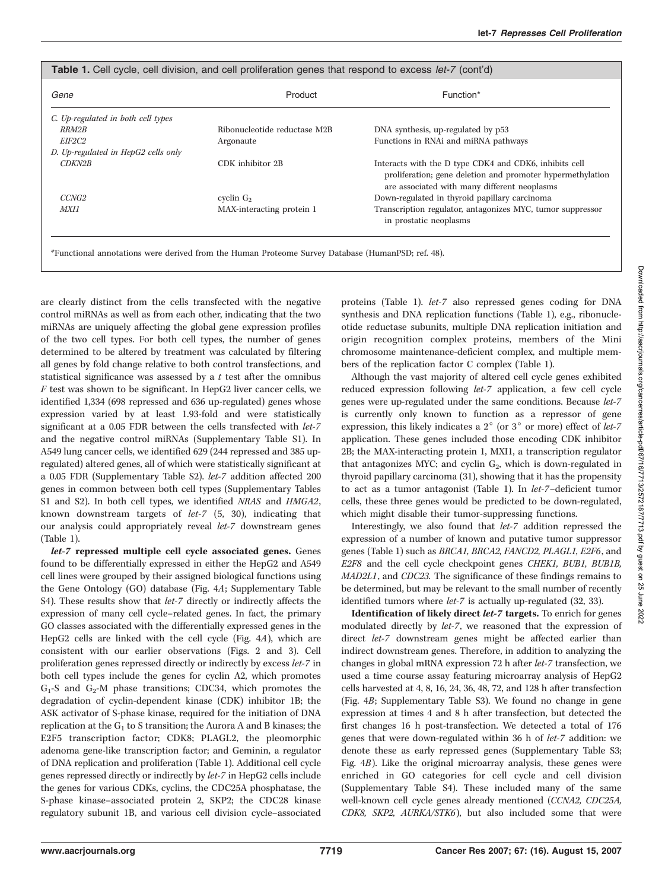**Table 1.** Cell cycle, cell division, and cell proliferation genes that respond to excess *let-7* (cont'd)

| Gene | Product | Function* |
|---|---|---|
| *C. Up-regulated in both cell types* | | |
| *RRM2B* | Ribonucleotide reductase M2B | DNA synthesis, up-regulated by p53 |
| *EIF2C2* | Argonaute | Functions in RNAi and miRNA pathways |
| *D. Up-regulated in HepG2 cells only* | | |
| *CDKN2B* | CDK inhibitor 2B | Interacts with the D type CDK4 and CDK6, inhibits cell proliferation; gene deletion and promoter hypermethylation are associated with many different neoplasms |
| *CCNG2* | cyclin $G_2$ | Down-regulated in thyroid papillary carcinoma |
| *MXI1* | MAX-interacting protein 1 | Transcription regulator, antagonizes MYC, tumor suppressor in prostatic neoplasms |

*Functional annotations were derived from the Human Proteome Survey Database (HumanPSD; ref. 48).

are clearly distinct from the cells transfected with the negative control miRNAs as well as from each other, indicating that the two miRNAs are uniquely affecting the global gene expression profiles of the two cell types. For both cell types, the number of genes determined to be altered by treatment was calculated by filtering all genes by fold change relative to both control transfections, and statistical significance was assessed by a *t* test after the omnibus *F* test was shown to be significant. In HepG2 liver cancer cells, we identified 1,334 (698 repressed and 636 up-regulated) genes whose expression varied by at least 1.93-fold and were statistically significant at a 0.05 FDR between the cells transfected with *let-7* and the negative control miRNAs (Supplementary Table S1). In A549 lung cancer cells, we identified 629 (244 repressed and 385 up-regulated) altered genes, all of which were statistically significant at a 0.05 FDR (Supplementary Table S2). *let-7* addition affected 200 genes in common between both cell types (Supplementary Tables S1 and S2). In both cell types, we identified *NRAS* and *HMGA2*, known downstream targets of *let-7* (5, 30), indicating that our analysis could appropriately reveal *let-7* downstream genes (Table 1).

***let-7* repressed multiple cell cycle associated genes.** Genes found to be differentially expressed in either the HepG2 and A549 cell lines were grouped by their assigned biological functions using the Gene Ontology (GO) database (Fig. 4*A*; Supplementary Table S4). These results show that *let-7* directly or indirectly affects the expression of many cell cycle–related genes. In fact, the primary GO classes associated with the differentially expressed genes in the HepG2 cells are linked with the cell cycle (Fig. 4*A*), which are consistent with our earlier observations (Figs. 2 and 3). Cell proliferation genes repressed directly or indirectly by excess *let-7* in both cell types include the genes for cyclin A2, which promotes $G_1$-S and $G_2$-M phase transitions; CDC34, which promotes the degradation of cyclin-dependent kinase (CDK) inhibitor 1B; the ASK activator of S-phase kinase, required for the initiation of DNA replication at the $G_1$ to S transition; the Aurora A and B kinases; the E2F5 transcription factor; CDK8; PLAGL2, the pleomorphic adenoma gene-like transcription factor; and Geminin, a regulator of DNA replication and proliferation (Table 1). Additional cell cycle genes repressed directly or indirectly by *let-7* in HepG2 cells include the genes for various CDKs, cyclins, the CDC25A phosphatase, the S-phase kinase–associated protein 2, SKP2; the CDC28 kinase regulatory subunit 1B, and various cell division cycle–associated proteins (Table 1). *let-7* also repressed genes coding for DNA synthesis and DNA replication functions (Table 1), e.g., ribonucleotide reductase subunits, multiple DNA replication initiation and origin recognition complex proteins, members of the Mini chromosome maintenance-deficient complex, and multiple members of the replication factor C complex (Table 1).

Although the vast majority of altered cell cycle genes exhibited reduced expression following *let-7* application, a few cell cycle genes were up-regulated under the same conditions. Because *let-7* is currently only known to function as a repressor of gene expression, this likely indicates a 2° (or 3° or more) effect of *let-7* application. These genes included those encoding CDK inhibitor 2B; the MAX-interacting protein 1, MXI1, a transcription regulator that antagonizes MYC; and cyclin $G_2$, which is down-regulated in thyroid papillary carcinoma (31), showing that it has the propensity to act as a tumor antagonist (Table 1). In *let-7*–deficient tumor cells, these three genes would be predicted to be down-regulated, which might disable their tumor-suppressing functions.

Interestingly, we also found that *let-7* addition repressed the expression of a number of known and putative tumor suppressor genes (Table 1) such as *BRCA1, BRCA2, FANCD2, PLAGL1, E2F6*, and *E2F8* and the cell cycle checkpoint genes *CHEK1, BUB1, BUB1B, MAD2L1*, and *CDC23.* The significance of these findings remains to be determined, but may be relevant to the small number of recently identified tumors where *let-7* is actually up-regulated (32, 33).

**Identification of likely direct *let-7* targets.** To enrich for genes modulated directly by *let-7*, we reasoned that the expression of direct *let-7* downstream genes might be affected earlier than indirect downstream genes. Therefore, in addition to analyzing the changes in global mRNA expression 72 h after *let-7* transfection, we used a time course assay featuring microarray analysis of HepG2 cells harvested at 4, 8, 16, 24, 36, 48, 72, and 128 h after transfection (Fig. 4*B*; Supplementary Table S3). We found no change in gene expression at times 4 and 8 h after transfection, but detected the first changes 16 h post-transfection. We detected a total of 176 genes that were down-regulated within 36 h of *let-7* addition: we denote these as early repressed genes (Supplementary Table S3; Fig. 4*B*). Like the original microarray analysis, these genes were enriched in GO categories for cell cycle and cell division (Supplementary Table S4). These included many of the same well-known cell cycle genes already mentioned (*CCNA2, CDC25A, CDK8, SKP2, AURKA/STK6*), but also included some that were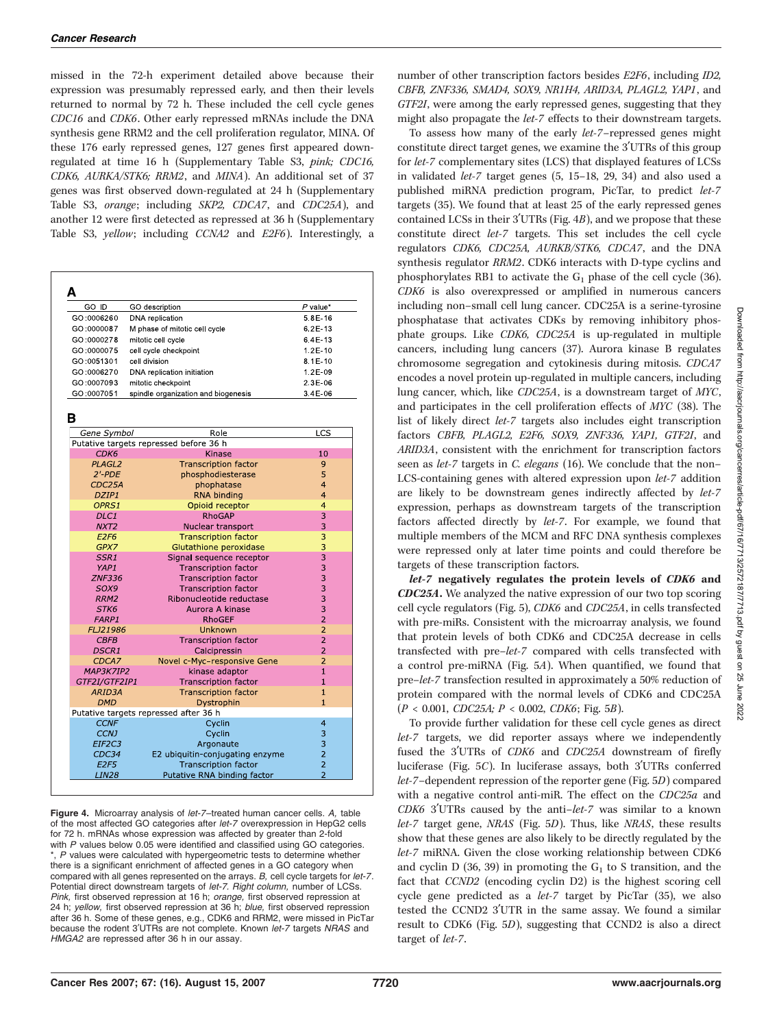missed in the 72-h experiment detailed above because their expression was presumably repressed early, and then their levels returned to normal by 72 h. These included the cell cycle genes *CDC16* and *CDK6*. Other early repressed mRNAs include the DNA synthesis gene RRM2 and the cell proliferation regulator, MINA. Of these 176 early repressed genes, 127 genes first appeared down-regulated at time 16 h (Supplementary Table S3, *pink; CDC16, CDK6, AURKA/STK6; RRM2*, and *MINA*). An additional set of 37 genes was first observed down-regulated at 24 h (Supplementary Table S3, *orange*; including *SKP2, CDCA7*, and *CDC25A*), and another 12 were first detected as repressed at 36 h (Supplementary Table S3, *yellow*; including *CCNA2* and *E2F6*). Interestingly, a number of other transcription factors besides *E2F6*, including *ID2, CBFB, ZNF336, SMAD4, SOX9, NR1H4, ARID3A, PLAGL2, YAP1*, and *GTF2I*, were among the early repressed genes, suggesting that they might also propagate the *let-7* effects to their downstream targets.

**A**

| GO ID | GO description | P value* |
|---|---|---|
| GO:0006260 | DNA replication | 5.8E-16 |
| GO:0000087 | M phase of mitotic cell cycle | 6.2E-13 |
| GO:0000278 | mitotic cell cycle | 6.4E-13 |
| GO:0000075 | cell cycle checkpoint | 1.2E-10 |
| GO:0051301 | cell division | 8.1E-10 |
| GO:0006270 | DNA replication initiation | 1.2E-09 |
| GO:0007093 | mitotic checkpoint | 2.3E-06 |
| GO:0007051 | spindle organization and biogenesis | 3.4E-06 |

**B**

| Gene Symbol | Role | LCS |
|---|---|---|
| Putative targets repressed before 36 h | | |
| CDK6 | Kinase | 10 |
| PLAGL2 | Transcription factor | 9 |
| 2'-PDE | phosphodiesterase | 5 |
| CDC25A | phophatase | 4 |
| DZIP1 | RNA binding | 4 |
| OPRS1 | Opioid receptor | 4 |
| DLC1 | RhoGAP | 3 |
| NXT2 | Nuclear transport | 3 |
| E2F6 | Transcription factor | 3 |
| GPX7 | Glutathione peroxidase | 3 |
| SSR1 | Signal sequence receptor | 3 |
| YAP1 | Transcription factor | 3 |
| ZNF336 | Transcription factor | 3 |
| SOX9 | Transcription factor | 3 |
| RRM2 | Ribonucleotide reductase | 3 |
| STK6 | Aurora A kinase | 3 |
| FARP1 | RhoGEF | 2 |
| FLJ21986 | Unknown | 2 |
| CBFB | Transcription factor | 2 |
| DSCR1 | Calcipressin | 2 |
| CDCA7 | Novel c-Myc-responsive Gene | 2 |
| MAP3K7IP2 | kinase adaptor | 1 |
| GTF2I/GTF2IP1 | Transcription factor | 1 |
| ARID3A | Transcription factor | 1 |
| DMD | Dystrophin | 1 |
| Putative targets repressed after 36 h | | |
| CCNF | Cyclin | 4 |
| CCNJ | Cyclin | 3 |
| EIF2C3 | Argonaute | 3 |
| CDC34 | E2 ubiquitin-conjugating enzyme | 2 |
| E2F5 | Transcription factor | 2 |
| LIN28 | Putative RNA binding factor | 2 |

**Figure 4.** Microarray analysis of *let-7*–treated human cancer cells. *A*, table of the most affected GO categories after *let-7* overexpression in HepG2 cells for 72 h. mRNAs whose expression was affected by greater than 2-fold with *P* values below 0.05 were identified and classified using GO categories. *, *P* values were calculated with hypergeometric tests to determine whether there is a significant enrichment of affected genes in a GO category when compared with all genes represented on the arrays. *B*, cell cycle targets for *let-7*. Potential direct downstream targets of *let-7*. *Right column,* number of LCSs. *Pink,* first observed repression at 16 h; *orange,* first observed repression at 24 h; *yellow,* first observed repression at 36 h; *blue,* first observed repression after 36 h. Some of these genes, e.g., CDK6 and RRM2, were missed in PicTar because the rodent 3′UTRs are not complete. Known *let-7* targets *NRAS* and *HMGA2* are repressed after 36 h in our assay.

To assess how many of the early *let-7*–repressed genes might constitute direct target genes, we examine the 3′UTRs of this group for *let-7* complementary sites (LCS) that displayed features of LCSs in validated *let-7* target genes (5, 15–18, 29, 34) and also used a published miRNA prediction program, PicTar, to predict *let-7* targets (35). We found that at least 25 of the early repressed genes contained LCSs in their 3′UTRs (Fig. 4*B*), and we propose that these constitute direct *let-7* targets. This set includes the cell cycle regulators *CDK6, CDC25A, AURKB/STK6, CDCA7*, and the DNA synthesis regulator *RRM2*. CDK6 interacts with D-type cyclins and phosphorylates RB1 to activate the $G_1$ phase of the cell cycle (36). *CDK6* is also overexpressed or amplified in numerous cancers including non–small cell lung cancer. CDC25A is a serine-tyrosine phosphatase that activates CDKs by removing inhibitory phosphate groups. Like *CDK6, CDC25A* is up-regulated in multiple cancers, including lung cancers (37). Aurora kinase B regulates chromosome segregation and cytokinesis during mitosis. *CDCA7* encodes a novel protein up-regulated in multiple cancers, including lung cancer, which, like *CDC25A*, is a downstream target of *MYC*, and participates in the cell proliferation effects of *MYC* (38). The list of likely direct *let-7* targets also includes eight transcription factors *CBFB, PLAGL2, E2F6, SOX9, ZNF336, YAP1, GTF2I*, and *ARID3A*, consistent with the enrichment for transcription factors seen as *let-7* targets in *C. elegans* (16). We conclude that the non–LCS-containing genes with altered expression upon *let-7* addition are likely to be downstream genes indirectly affected by *let-7* expression, perhaps as downstream targets of the transcription factors affected directly by *let-7*. For example, we found that multiple members of the MCM and RFC DNA synthesis complexes were repressed only at later time points and could therefore be targets of these transcription factors.

***let-7* negatively regulates the protein levels of *CDK6* and *CDC25A*.** We analyzed the native expression of our two top scoring cell cycle regulators (Fig. 5), *CDK6* and *CDC25A*, in cells transfected with pre-miRs. Consistent with the microarray analysis, we found that protein levels of both CDK6 and CDC25A decrease in cells transfected with pre–*let-7* compared with cells transfected with a control pre-miRNA (Fig. 5*A*). When quantified, we found that pre–*let-7* transfection resulted in approximately a 50% reduction of protein compared with the normal levels of CDK6 and CDC25A ($P < 0.001$, *CDC25A;* $P < 0.002$, *CDK6*; Fig. 5*B*).

To provide further validation for these cell cycle genes as direct *let-7* targets, we did reporter assays where we independently fused the 3′UTRs of *CDK6* and *CDC25A* downstream of firefly luciferase (Fig. 5*C*). In luciferase assays, both 3′UTRs conferred *let-7*–dependent repression of the reporter gene (Fig. 5*D*) compared with a negative control anti-miR. The effect on the *CDC25a* and *CDK6* 3′UTRs caused by the anti–*let-7* was similar to a known *let-7* target gene, *NRAS* (Fig. 5*D*). Thus, like *NRAS*, these results show that these genes are also likely to be directly regulated by the *let-7* miRNA. Given the close working relationship between CDK6 and cyclin D (36, 39) in promoting the $G_1$ to S transition, and the fact that *CCND2* (encoding cyclin D2) is the highest scoring cell cycle gene predicted as a *let-7* target by PicTar (35), we also tested the CCND2 3′UTR in the same assay. We found a similar result to CDK6 (Fig. 5*D*), suggesting that CCND2 is also a direct target of *let-7*.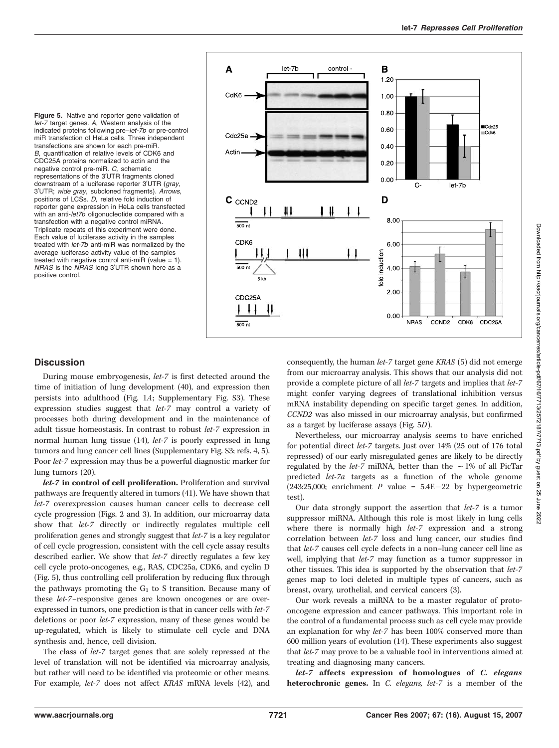**Figure 5.** Native and reporter gene validation of *let-7* target genes. *A,* Western analysis of the indicated proteins following pre–*let-7b* or pre-control miR transfection of HeLa cells. Three independent transfections are shown for each pre-miR. *B,* quantification of relative levels of CDK6 and CDC25A proteins normalized to actin and the negative control pre-miR. *C,* schematic representations of the 3′UTR fragments cloned downstream of a luciferase reporter 3′UTR (*gray,* 3′UTR; *wide gray,* subcloned fragments). *Arrows,* positions of LCSs. *D,* relative fold induction of reporter gene expression in HeLa cells transfected with an anti-*let7b* oligonucleotide compared with a transfection with a negative control miRNA. Triplicate repeats of this experiment were done. Each value of luciferase activity in the samples treated with *let-7b* anti-miR was normalized by the average luciferase activity value of the samples treated with negative control anti-miR (value = 1). *NRAS* is the *NRAS* long 3′UTR shown here as a positive control.

## Discussion

During mouse embryogenesis, *let-7* is first detected around the time of initiation of lung development (40), and expression then persists into adulthood (Fig. 1*A*; Supplementary Fig. S3). These expression studies suggest that *let-7* may control a variety of processes both during development and in the maintenance of adult tissue homeostasis. In contrast to robust *let-7* expression in normal human lung tissue (14), *let-7* is poorly expressed in lung tumors and lung cancer cell lines (Supplementary Fig. S3; refs. 4, 5). Poor *let-7* expression may thus be a powerful diagnostic marker for lung tumors (20).

***let-7* in control of cell proliferation.** Proliferation and survival pathways are frequently altered in tumors (41). We have shown that *let-7* overexpression causes human cancer cells to decrease cell cycle progression (Figs. 2 and 3). In addition, our microarray data show that *let-7* directly or indirectly regulates multiple cell proliferation genes and strongly suggest that *let-7* is a key regulator of cell cycle progression, consistent with the cell cycle assay results described earlier. We show that *let-7* directly regulates a few key cell cycle proto-oncogenes, e.g., RAS, CDC25a, CDK6, and cyclin D (Fig. 5), thus controlling cell proliferation by reducing flux through the pathways promoting the $G_1$ to S transition. Because many of these *let-7*–responsive genes are known oncogenes or are overexpressed in tumors, one prediction is that in cancer cells with *let-7* deletions or poor *let-7* expression, many of these genes would be up-regulated, which is likely to stimulate cell cycle and DNA synthesis and, hence, cell division.

The class of *let-7* target genes that are solely repressed at the level of translation will not be identified via microarray analysis, but rather will need to be identified via proteomic or other means. For example, *let-7* does not affect *KRAS* mRNA levels (42), and consequently, the human *let-7* target gene *KRAS* (5) did not emerge from our microarray analysis. This shows that our analysis did not provide a complete picture of all *let-7* targets and implies that *let-7* might confer varying degrees of translational inhibition versus mRNA instability depending on specific target genes. In addition, *CCND2* was also missed in our microarray analysis, but confirmed as a target by luciferase assays (Fig. 5*D*).

Nevertheless, our microarray analysis seems to have enriched for potential direct *let-7* targets. Just over 14% (25 out of 176 total repressed) of our early misregulated genes are likely to be directly regulated by the *let-7* miRNA, better than the $\sim$1% of all PicTar predicted *let-7a* targets as a function of the whole genome (243:25,000; enrichment *P* value = 5.4E−22 by hypergeometric test).

Our data strongly support the assertion that *let-7* is a tumor suppressor miRNA. Although this role is most likely in lung cells where there is normally high *let-7* expression and a strong correlation between *let-7* loss and lung cancer, our studies find that *let-7* causes cell cycle defects in a non–lung cancer cell line as well, implying that *let-7* may function as a tumor suppressor in other tissues. This idea is supported by the observation that *let-7* genes map to loci deleted in multiple types of cancers, such as breast, ovary, urothelial, and cervical cancers (3).

Our work reveals a miRNA to be a master regulator of proto-oncogene expression and cancer pathways. This important role in the control of a fundamental process such as cell cycle may provide an explanation for why *let-7* has been 100% conserved more than 600 million years of evolution (14). These experiments also suggest that *let-7* may prove to be a valuable tool in interventions aimed at treating and diagnosing many cancers.

***let-7* affects expression of homologues of *C. elegans* heterochronic genes.** In *C. elegans, let-7* is a member of the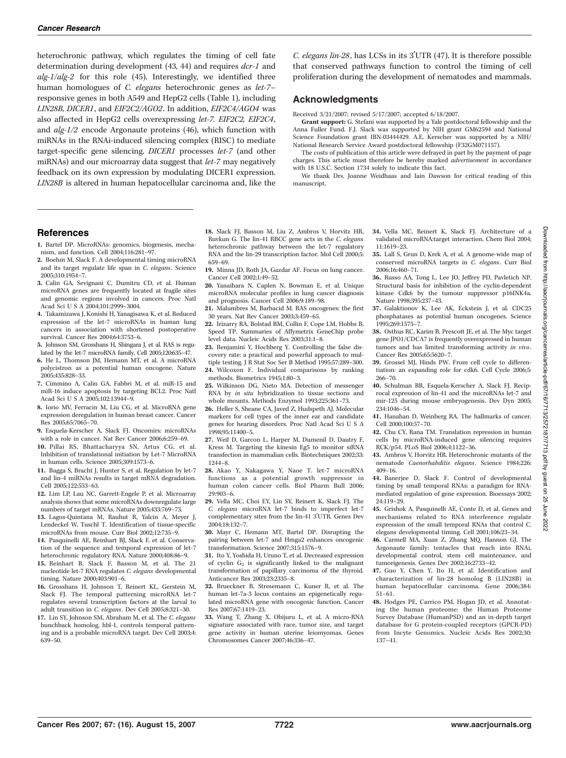heterochronic pathway, which regulates the timing of cell fate determination during development (43, 44) and requires *dcr-1* and *alg-1/alg-2* for this role (45). Interestingly, we identified three human homologues of *C. elegans* heterochronic genes as *let-7*–responsive genes in both A549 and HepG2 cells (Table 1), including *LIN28B*, *DICER1*, and *EIF2C2/AGO2*. In addition, *EIF2C4/AGO4* was also affected in HepG2 cells overexpressing *let-7*. *EIF2C2*, *EIF2C4*, and *alg-1/2* encode Argonaute proteins (46), which function with miRNAs in the RNAi-induced silencing complex (RISC) to mediate target-specific gene silencing. *DICER1* processes *let-7* (and other miRNAs) and our microarray data suggest that *let-7* may negatively feedback on its own expression by modulating DICER1 expression. *LIN28B* is altered in human hepatocellular carcinoma and, like the *C. elegans lin-28*, has LCSs in its 3′UTR (47). It is therefore possible that conserved pathways function to control the timing of cell proliferation during the development of nematodes and mammals.

## Acknowledgments

Received 3/21/2007; revised 5/17/2007; accepted 6/18/2007.

**Grant support:** G. Stefani was supported by a Yale postdoctoral fellowship and the Anna Fuller Fund. F.J. Slack was supported by NIH grant GM62594 and National Science Foundation grant IBN-03444429. A.E. Kerscher was supported by a NIH/National Research Service Award postdoctoral fellowship (F32GM071157).

The costs of publication of this article were defrayed in part by the payment of page charges. This article must therefore be hereby marked *advertisement* in accordance with 18 U.S.C. Section 1734 solely to indicate this fact.

We thank Drs. Joanne Weidhaas and Iain Dawson for critical reading of this manuscript.

## References

1. Bartel DP. MicroRNAs: genomics, biogenesis, mechanism, and function. Cell 2004;116:281–97.
2. Boehm M, Slack F. A developmental timing microRNA and its target regulate life span in *C. elegans*. Science 2005;310:1954–7.
3. Calin GA, Sevignani C, Dumitru CD, et al. Human microRNA genes are frequently located at fragile sites and genomic regions involved in cancers. Proc Natl Acad Sci U S A 2004;101:2999–3004.
4. Takamizawa J, Konishi H, Yanagisawa K, et al. Reduced expression of the let-7 microRNAs in human lung cancers in association with shortened postoperative survival. Cancer Res 2004;64:3753–6.
5. Johnson SM, Grosshans H, Shingara J, et al. RAS is regulated by the let-7 microRNA family. Cell 2005;120:635–47.
6. He L, Thomson JM, Hemann MT, et al. A microRNA polycistron as a potential human oncogene. Nature 2005;435:828–33.
7. Cimmino A, Calin GA, Fabbri M, et al. miR-15 and miR-16 induce apoptosis by targeting BCL2. Proc Natl Acad Sci U S A 2005;102:13944–9.
8. Iorio MV, Ferracin M, Liu CG, et al. MicroRNA gene expression deregulation in human breast cancer. Cancer Res 2005;65:7065–70.
9. Esquela-Kerscher A, Slack FJ. Oncomirs: microRNAs with a role in cancer. Nat Rev Cancer 2006;6:259–69.
10. Pillai RS, Bhattacharyya SN, Artus CG, et al. Inhibition of translational initiation by Let-7 MicroRNA in human cells. Science 2005;309:1573–6.
11. Bagga S, Bracht J, Hunter S, et al. Regulation by let-7 and lin-4 miRNAs results in target mRNA degradation. Cell 2005;122:553–63.
12. Lim LP, Lau NC, Garrett-Engele P, et al. Microarray analysis shows that some microRNAs downregulate large numbers of target mRNAs. Nature 2005;433:769–73.
13. Lagos-Quintana M, Rauhut R, Yalcin A, Meyer J, Lendeckel W, Tuschl T. Identification of tissue-specific microRNAs from mouse. Curr Biol 2002;12:735–9.
14. Pasquinelli AE, Reinhart BJ, Slack F, et al. Conservation of the sequence and temporal expression of let-7 heterochronic regulatory RNA. Nature 2000;408:86–9.
15. Reinhart B, Slack F, Basson M, et al. The 21 nucleotide let-7 RNA regulates *C. elegans* developmental timing. Nature 2000;403:901–6.
16. Grosshans H, Johnson T, Reinert KL, Gerstein M, Slack FJ. The temporal patterning microRNA let-7 regulates several transcription factors at the larval to adult transition in *C. elegans*. Dev Cell 2005;8:321–30.
17. Lin SY, Johnson SM, Abraham M, et al. The *C. elegans* hunchback homolog, hbl-1, controls temporal patterning and is a probable microRNA target. Dev Cell 2003;4:639–50.
18. Slack FJ, Basson M, Liu Z, Ambros V, Horvitz HR, Ruvkun G. The lin-41 RBCC gene acts in the *C. elegans* heterochronic pathway between the let-7 regulatory RNA and the lin-29 transcription factor. Mol Cell 2000;5:659–69.
19. Minna JD, Roth JA, Gazdar AF. Focus on lung cancer. Cancer Cell 2002;1:49–52.
20. Yanaihara N, Caplen N, Bowman E, et al. Unique microRNA molecular profiles in lung cancer diagnosis and prognosis. Cancer Cell 2006;9:189–98.
21. Malumbres M, Barbacid M. RAS oncogenes: the first 30 years. Nat Rev Cancer 2003;3:459–65.
22. Irizarry RA, Bolstad BM, Collin F, Cope LM, Hobbs B, Speed TP. Summaries of Affymetrix GeneChip probe level data. Nucleic Acids Res 2003;31:1–8.
23. Benjamini Y, Hochberg Y. Controlling the false discovery rate: a practical and powerful approach to multiple testing. J R Stat Soc Ser B Method 1995;57:289–300.
24. Wilcoxon F. Individual comparisons by ranking methods. Biometrics 1945;1:80–3.
25. Wilkinson DG, Nieto MA. Detection of messenger RNA by *in situ* hybridization to tissue sections and whole mounts. Methods Enzymol 1993;225:361–73.
26. Heller S, Sheane CA, Javed Z, Hudspeth AJ. Molecular markers for cell types of the inner ear and candidate genes for hearing disorders. Proc Natl Acad Sci U S A 1998;95:11400–5.
27. Weil D, Garcon L, Harper M, Dumenil D, Dautry F, Kress M. Targeting the kinesin Eg5 to monitor siRNA transfection in mammalian cells. Biotechniques 2002;33:1244–8.
28. Akao Y, Nakagawa Y, Naoe T. let-7 microRNA functions as a potential growth suppressor in human colon cancer cells. Biol Pharm Bull 2006;29:903–6.
29. Vella MC, Choi EY, Lin SY, Reinert K, Slack FJ. The *C. elegans* microRNA let-7 binds to imperfect let-7 complementary sites from the lin-41 3′UTR. Genes Dev 2004;18:132–7.
30. Mayr C, Hemann MT, Bartel DP. Disrupting the pairing between let-7 and Hmga2 enhances oncogenic transformation. Science 2007;315:1576–9.
31. Ito Y, Yoshida H, Uruno T, et al. Decreased expression of cyclin $G_2$ is significantly linked to the malignant transformation of papillary carcinoma of the thyroid. Anticancer Res 2003;23:2335–8.
32. Brueckner B, Stresemann C, Kuner R, et al. The human let-7a-3 locus contains an epigenetically regulated microRNA gene with oncogenic function. Cancer Res 2007;67:1419–23.
33. Wang T, Zhang X, Obijuru L, et al. A micro-RNA signature associated with race, tumor size, and target gene activity in human uterine leiomyomas. Genes Chromosomes Cancer 2007;46:336–47.
34. Vella MC, Reinert K, Slack FJ. Architecture of a validated microRNA:target interaction. Chem Biol 2004;11:1619–23.
35. Lall S, Grun D, Krek A, et al. A genome-wide map of conserved microRNA targets in *C. elegans*. Curr Biol 2006;16:460–71.
36. Russo AA, Tong L, Lee JO, Jeffrey PD, Pavletich NP. Structural basis for inhibition of the cyclin-dependent kinase Cdk6 by the tumour suppressor p16INK4a. Nature 1998;395:237–43.
37. Galaktionov K, Lee AK, Eckstein J, et al. CDC25 phosphatases as potential human oncogenes. Science 1995;269:1575–7.
38. Osthus RC, Karim B, Prescott JE, et al. The Myc target gene JPO1/CDCA7 is frequently overexpressed in human tumors and has limited transforming activity *in vivo*. Cancer Res 2005;65:5620–7.
39. Grossel MJ, Hinds PW. From cell cycle to differentiation: an expanding role for cdk6. Cell Cycle 2006;5:266–70.
40. Schulman BR, Esquela-Kerscher A, Slack FJ. Reciprocal expression of lin-41 and the microRNAs let-7 and mir-125 during mouse embryogenesis. Dev Dyn 2005;234:1046–54.
41. Hanahan D, Weinberg RA. The hallmarks of cancer. Cell 2000;100:57–70.
42. Chu CY, Rana TM. Translation repression in human cells by microRNA-induced gene silencing requires RCK/p54. PLoS Biol 2006;4:1122–36.
43. Ambros V, Horvitz HR. Heterochronic mutants of the nematode *Caenorhabditis elegans*. Science 1984;226:409–16.
44. Banerjee D, Slack F. Control of developmental timing by small temporal RNAs: a paradigm for RNA-mediated regulation of gene expression. Bioessays 2002;24:119–29.
45. Grishok A, Pasquinelli AE, Conte D, et al. Genes and mechanisms related to RNA interference regulate expression of the small temporal RNAs that control C. elegans developmental timing. Cell 2001;106:23–34.
46. Carmell MA, Xuan Z, Zhang MQ, Hannon GJ. The Argonaute family: tentacles that reach into RNAi, developmental control, stem cell maintenance, and tumorigenesis. Genes Dev 2002;16:2733–42.
47. Guo Y, Chen Y, Ito H, et al. Identification and characterization of lin-28 homolog B (LIN28B) in human hepatocellular carcinoma. Gene 2006;384:51–61.
48. Hodges PE, Carrico PM, Hogan JD, et al. Annotating the human proteome: the Human Proteome Survey Database (HumanPSD) and an in-depth target database for G protein-coupled receptors (GPCR-PD) from Incyte Genomics. Nucleic Acids Res 2002;30:137–41.